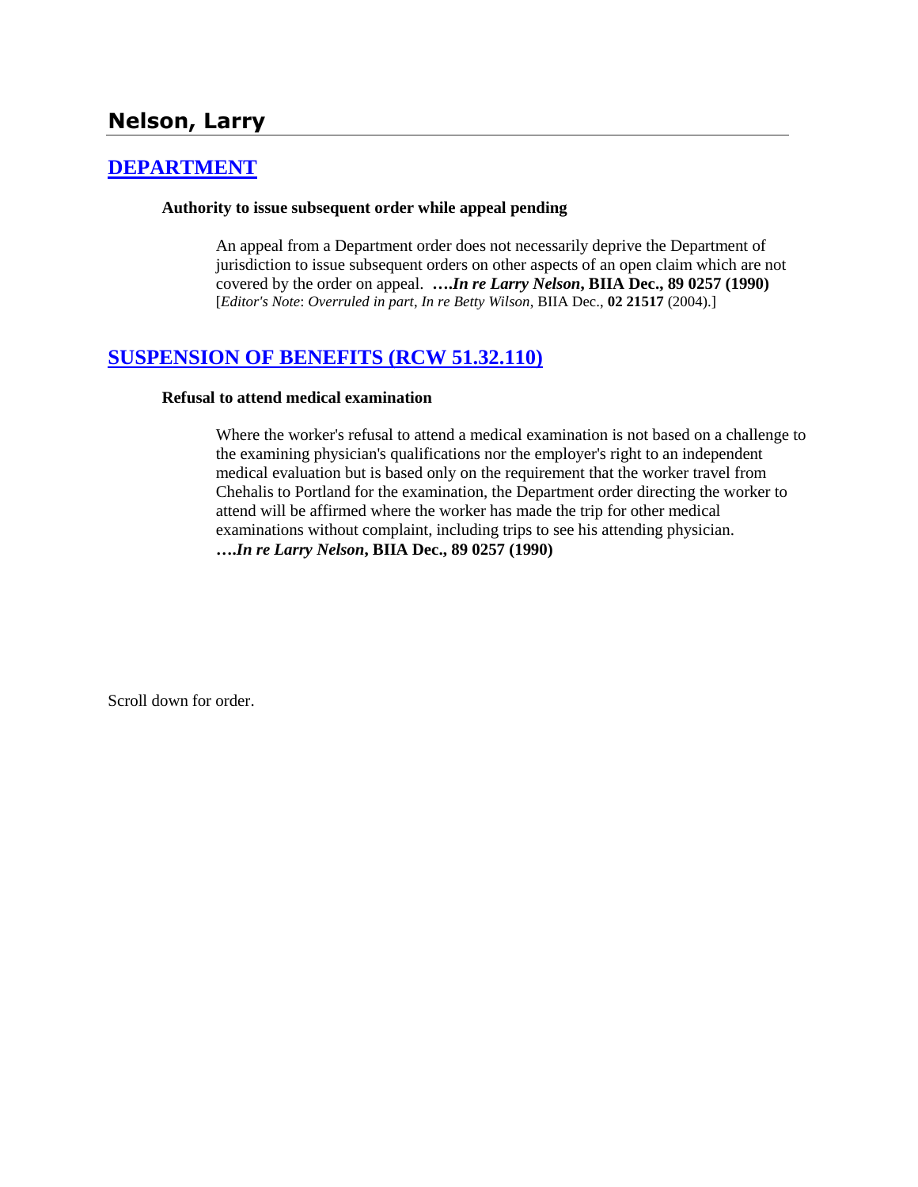# Nelson, Larry

## DEPARTMENT

**Authority to issue subsequent order while appeal pending**

> An appeal from a Department order does not necessarily deprive the Department of jurisdiction to issue subsequent orders on other aspects of an open claim which are not covered by the order on appeal. ***….In re Larry Nelson*, BIIA Dec., 89 0257 (1990)** [*Editor's Note*: *Overruled in part*, *In re Betty Wilson*, BIIA Dec., **02 21517** (2004).]

## SUSPENSION OF BENEFITS (RCW 51.32.110)

**Refusal to attend medical examination**

> Where the worker's refusal to attend a medical examination is not based on a challenge to the examining physician's qualifications nor the employer's right to an independent medical evaluation but is based only on the requirement that the worker travel from Chehalis to Portland for the examination, the Department order directing the worker to attend will be affirmed where the worker has made the trip for other medical examinations without complaint, including trips to see his attending physician. ***….In re Larry Nelson*, BIIA Dec., 89 0257 (1990)**

Scroll down for order.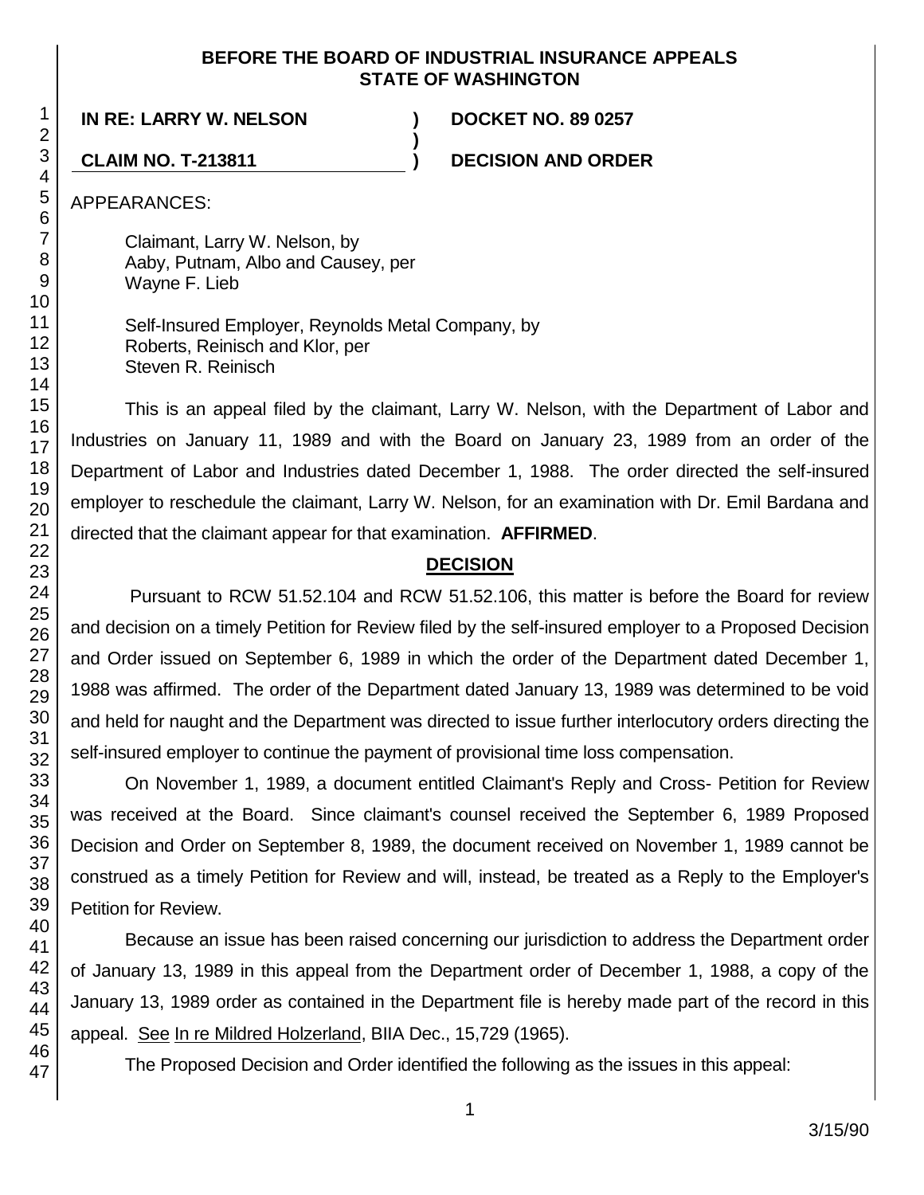**BEFORE THE BOARD OF INDUSTRIAL INSURANCE APPEALS**
**STATE OF WASHINGTON**

**IN RE: LARRY W. NELSON** ) **DOCKET NO. 89 0257**
)
**CLAIM NO. T-213811** ) **DECISION AND ORDER**

APPEARANCES:

Claimant, Larry W. Nelson, by
Aaby, Putnam, Albo and Causey, per
Wayne F. Lieb

Self-Insured Employer, Reynolds Metal Company, by
Roberts, Reinisch and Klor, per
Steven R. Reinisch

This is an appeal filed by the claimant, Larry W. Nelson, with the Department of Labor and Industries on January 11, 1989 and with the Board on January 23, 1989 from an order of the Department of Labor and Industries dated December 1, 1988. The order directed the self-insured employer to reschedule the claimant, Larry W. Nelson, for an examination with Dr. Emil Bardana and directed that the claimant appear for that examination. **AFFIRMED**.

## DECISION

Pursuant to RCW 51.52.104 and RCW 51.52.106, this matter is before the Board for review and decision on a timely Petition for Review filed by the self-insured employer to a Proposed Decision and Order issued on September 6, 1989 in which the order of the Department dated December 1, 1988 was affirmed. The order of the Department dated January 13, 1989 was determined to be void and held for naught and the Department was directed to issue further interlocutory orders directing the self-insured employer to continue the payment of provisional time loss compensation.

On November 1, 1989, a document entitled Claimant's Reply and Cross- Petition for Review was received at the Board. Since claimant's counsel received the September 6, 1989 Proposed Decision and Order on September 8, 1989, the document received on November 1, 1989 cannot be construed as a timely Petition for Review and will, instead, be treated as a Reply to the Employer's Petition for Review.

Because an issue has been raised concerning our jurisdiction to address the Department order of January 13, 1989 in this appeal from the Department order of December 1, 1988, a copy of the January 13, 1989 order as contained in the Department file is hereby made part of the record in this appeal. See In re Mildred Holzerland, BIIA Dec., 15,729 (1965).

The Proposed Decision and Order identified the following as the issues in this appeal: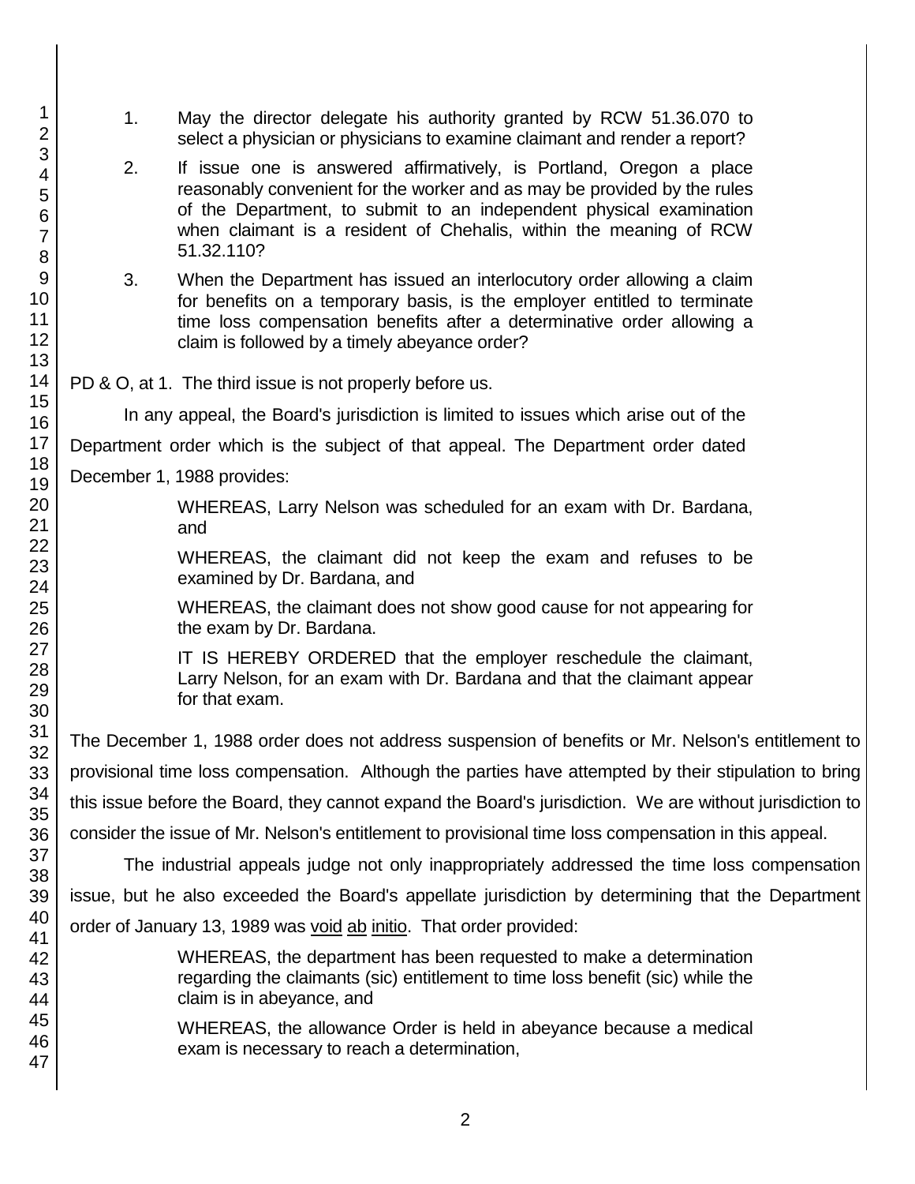1. May the director delegate his authority granted by RCW 51.36.070 to select a physician or physicians to examine claimant and render a report?

2. If issue one is answered affirmatively, is Portland, Oregon a place reasonably convenient for the worker and as may be provided by the rules of the Department, to submit to an independent physical examination when claimant is a resident of Chehalis, within the meaning of RCW 51.32.110?

3. When the Department has issued an interlocutory order allowing a claim for benefits on a temporary basis, is the employer entitled to terminate time loss compensation benefits after a determinative order allowing a claim is followed by a timely abeyance order?

PD & O, at 1. The third issue is not properly before us.

In any appeal, the Board's jurisdiction is limited to issues which arise out of the Department order which is the subject of that appeal. The Department order dated December 1, 1988 provides:

> WHEREAS, Larry Nelson was scheduled for an exam with Dr. Bardana, and
>
> WHEREAS, the claimant did not keep the exam and refuses to be examined by Dr. Bardana, and
>
> WHEREAS, the claimant does not show good cause for not appearing for the exam by Dr. Bardana.
>
> IT IS HEREBY ORDERED that the employer reschedule the claimant, Larry Nelson, for an exam with Dr. Bardana and that the claimant appear for that exam.

The December 1, 1988 order does not address suspension of benefits or Mr. Nelson's entitlement to provisional time loss compensation. Although the parties have attempted by their stipulation to bring this issue before the Board, they cannot expand the Board's jurisdiction. We are without jurisdiction to consider the issue of Mr. Nelson's entitlement to provisional time loss compensation in this appeal.

The industrial appeals judge not only inappropriately addressed the time loss compensation issue, but he also exceeded the Board's appellate jurisdiction by determining that the Department order of January 13, 1989 was void ab initio. That order provided:

> WHEREAS, the department has been requested to make a determination regarding the claimants (sic) entitlement to time loss benefit (sic) while the claim is in abeyance, and
>
> WHEREAS, the allowance Order is held in abeyance because a medical exam is necessary to reach a determination,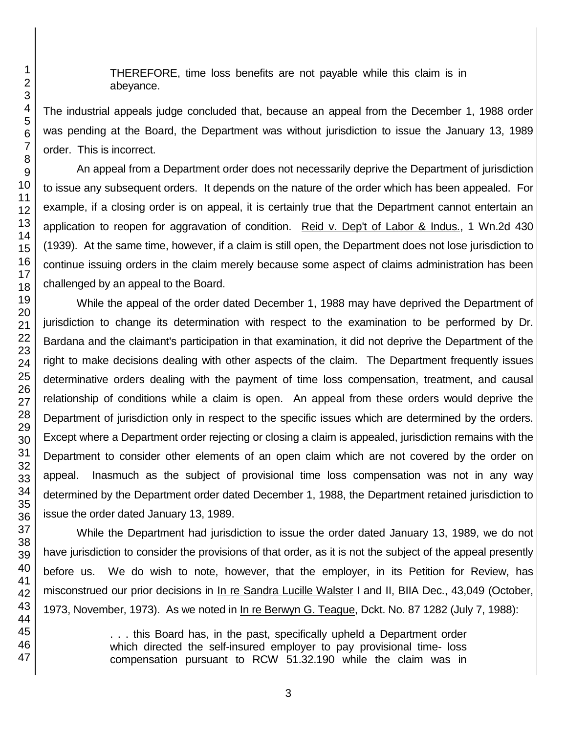> THEREFORE, time loss benefits are not payable while this claim is in abeyance.

The industrial appeals judge concluded that, because an appeal from the December 1, 1988 order was pending at the Board, the Department was without jurisdiction to issue the January 13, 1989 order. This is incorrect.

An appeal from a Department order does not necessarily deprive the Department of jurisdiction to issue any subsequent orders. It depends on the nature of the order which has been appealed. For example, if a closing order is on appeal, it is certainly true that the Department cannot entertain an application to reopen for aggravation of condition. Reid v. Dep't of Labor & Indus., 1 Wn.2d 430 (1939). At the same time, however, if a claim is still open, the Department does not lose jurisdiction to continue issuing orders in the claim merely because some aspect of claims administration has been challenged by an appeal to the Board.

While the appeal of the order dated December 1, 1988 may have deprived the Department of jurisdiction to change its determination with respect to the examination to be performed by Dr. Bardana and the claimant's participation in that examination, it did not deprive the Department of the right to make decisions dealing with other aspects of the claim. The Department frequently issues determinative orders dealing with the payment of time loss compensation, treatment, and causal relationship of conditions while a claim is open. An appeal from these orders would deprive the Department of jurisdiction only in respect to the specific issues which are determined by the orders. Except where a Department order rejecting or closing a claim is appealed, jurisdiction remains with the Department to consider other elements of an open claim which are not covered by the order on appeal. Inasmuch as the subject of provisional time loss compensation was not in any way determined by the Department order dated December 1, 1988, the Department retained jurisdiction to issue the order dated January 13, 1989.

While the Department had jurisdiction to issue the order dated January 13, 1989, we do not have jurisdiction to consider the provisions of that order, as it is not the subject of the appeal presently before us. We do wish to note, however, that the employer, in its Petition for Review, has misconstrued our prior decisions in In re Sandra Lucille Walster I and II, BIIA Dec., 43,049 (October, 1973, November, 1973). As we noted in In re Berwyn G. Teague, Dckt. No. 87 1282 (July 7, 1988):

> . . . this Board has, in the past, specifically upheld a Department order which directed the self-insured employer to pay provisional time- loss compensation pursuant to RCW 51.32.190 while the claim was in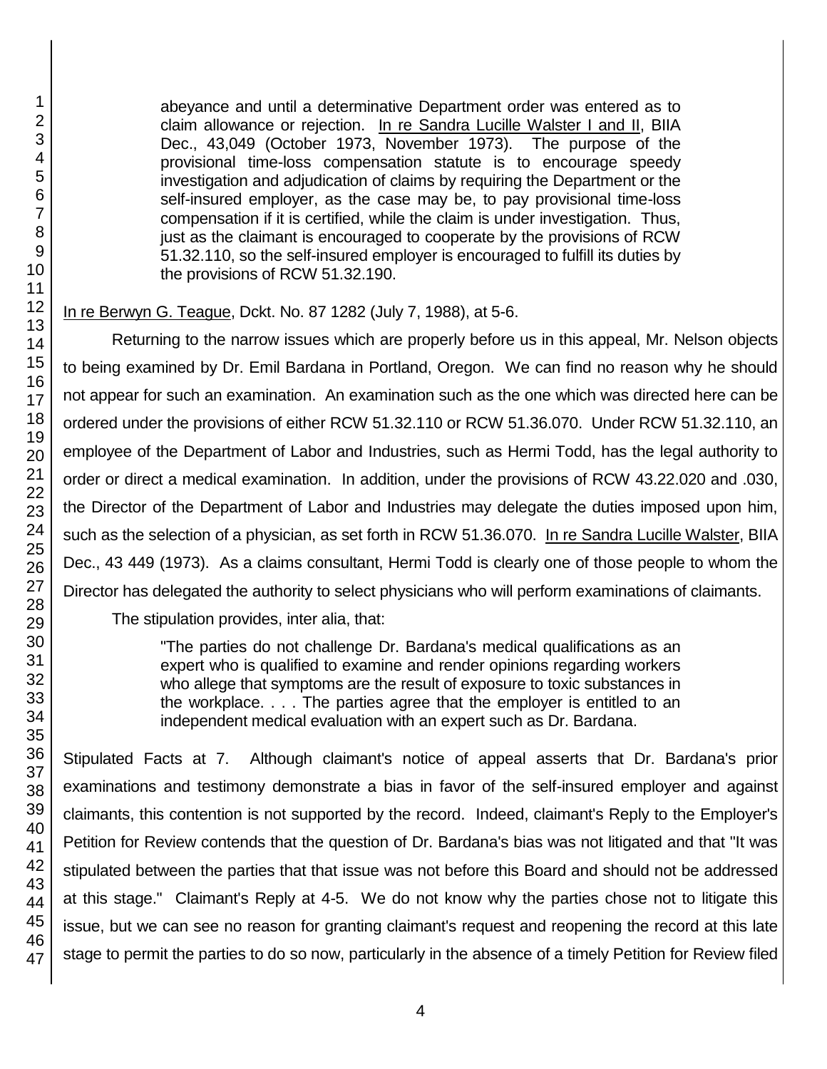> abeyance and until a determinative Department order was entered as to claim allowance or rejection. In re Sandra Lucille Walster I and II, BIIA Dec., 43,049 (October 1973, November 1973). The purpose of the provisional time-loss compensation statute is to encourage speedy investigation and adjudication of claims by requiring the Department or the self-insured employer, as the case may be, to pay provisional time-loss compensation if it is certified, while the claim is under investigation. Thus, just as the claimant is encouraged to cooperate by the provisions of RCW 51.32.110, so the self-insured employer is encouraged to fulfill its duties by the provisions of RCW 51.32.190.

In re Berwyn G. Teague, Dckt. No. 87 1282 (July 7, 1988), at 5-6.

Returning to the narrow issues which are properly before us in this appeal, Mr. Nelson objects to being examined by Dr. Emil Bardana in Portland, Oregon. We can find no reason why he should not appear for such an examination. An examination such as the one which was directed here can be ordered under the provisions of either RCW 51.32.110 or RCW 51.36.070. Under RCW 51.32.110, an employee of the Department of Labor and Industries, such as Hermi Todd, has the legal authority to order or direct a medical examination. In addition, under the provisions of RCW 43.22.020 and .030, the Director of the Department of Labor and Industries may delegate the duties imposed upon him, such as the selection of a physician, as set forth in RCW 51.36.070. In re Sandra Lucille Walster, BIIA Dec., 43 449 (1973). As a claims consultant, Hermi Todd is clearly one of those people to whom the Director has delegated the authority to select physicians who will perform examinations of claimants.

The stipulation provides, inter alia, that:

> "The parties do not challenge Dr. Bardana's medical qualifications as an expert who is qualified to examine and render opinions regarding workers who allege that symptoms are the result of exposure to toxic substances in the workplace. . . . The parties agree that the employer is entitled to an independent medical evaluation with an expert such as Dr. Bardana.

Stipulated Facts at 7. Although claimant's notice of appeal asserts that Dr. Bardana's prior examinations and testimony demonstrate a bias in favor of the self-insured employer and against claimants, this contention is not supported by the record. Indeed, claimant's Reply to the Employer's Petition for Review contends that the question of Dr. Bardana's bias was not litigated and that "It was stipulated between the parties that that issue was not before this Board and should not be addressed at this stage." Claimant's Reply at 4-5. We do not know why the parties chose not to litigate this issue, but we can see no reason for granting claimant's request and reopening the record at this late stage to permit the parties to do so now, particularly in the absence of a timely Petition for Review filed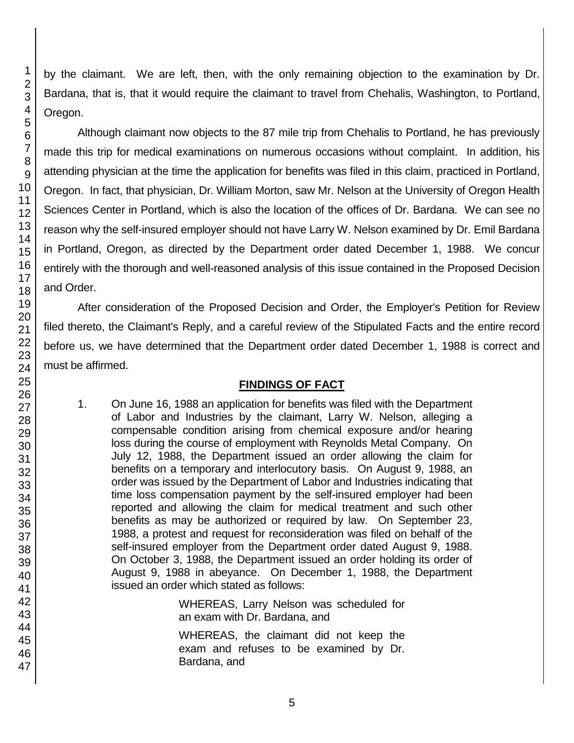by the claimant. We are left, then, with the only remaining objection to the examination by Dr. Bardana, that is, that it would require the claimant to travel from Chehalis, Washington, to Portland, Oregon.

Although claimant now objects to the 87 mile trip from Chehalis to Portland, he has previously made this trip for medical examinations on numerous occasions without complaint. In addition, his attending physician at the time the application for benefits was filed in this claim, practiced in Portland, Oregon. In fact, that physician, Dr. William Morton, saw Mr. Nelson at the University of Oregon Health Sciences Center in Portland, which is also the location of the offices of Dr. Bardana. We can see no reason why the self-insured employer should not have Larry W. Nelson examined by Dr. Emil Bardana in Portland, Oregon, as directed by the Department order dated December 1, 1988. We concur entirely with the thorough and well-reasoned analysis of this issue contained in the Proposed Decision and Order.

After consideration of the Proposed Decision and Order, the Employer's Petition for Review filed thereto, the Claimant's Reply, and a careful review of the Stipulated Facts and the entire record before us, we have determined that the Department order dated December 1, 1988 is correct and must be affirmed.

## FINDINGS OF FACT

1. On June 16, 1988 an application for benefits was filed with the Department of Labor and Industries by the claimant, Larry W. Nelson, alleging a compensable condition arising from chemical exposure and/or hearing loss during the course of employment with Reynolds Metal Company. On July 12, 1988, the Department issued an order allowing the claim for benefits on a temporary and interlocutory basis. On August 9, 1988, an order was issued by the Department of Labor and Industries indicating that time loss compensation payment by the self-insured employer had been reported and allowing the claim for medical treatment and such other benefits as may be authorized or required by law. On September 23, 1988, a protest and request for reconsideration was filed on behalf of the self-insured employer from the Department order dated August 9, 1988. On October 3, 1988, the Department issued an order holding its order of August 9, 1988 in abeyance. On December 1, 1988, the Department issued an order which stated as follows:

   > WHEREAS, Larry Nelson was scheduled for an exam with Dr. Bardana, and
   >
   > WHEREAS, the claimant did not keep the exam and refuses to be examined by Dr. Bardana, and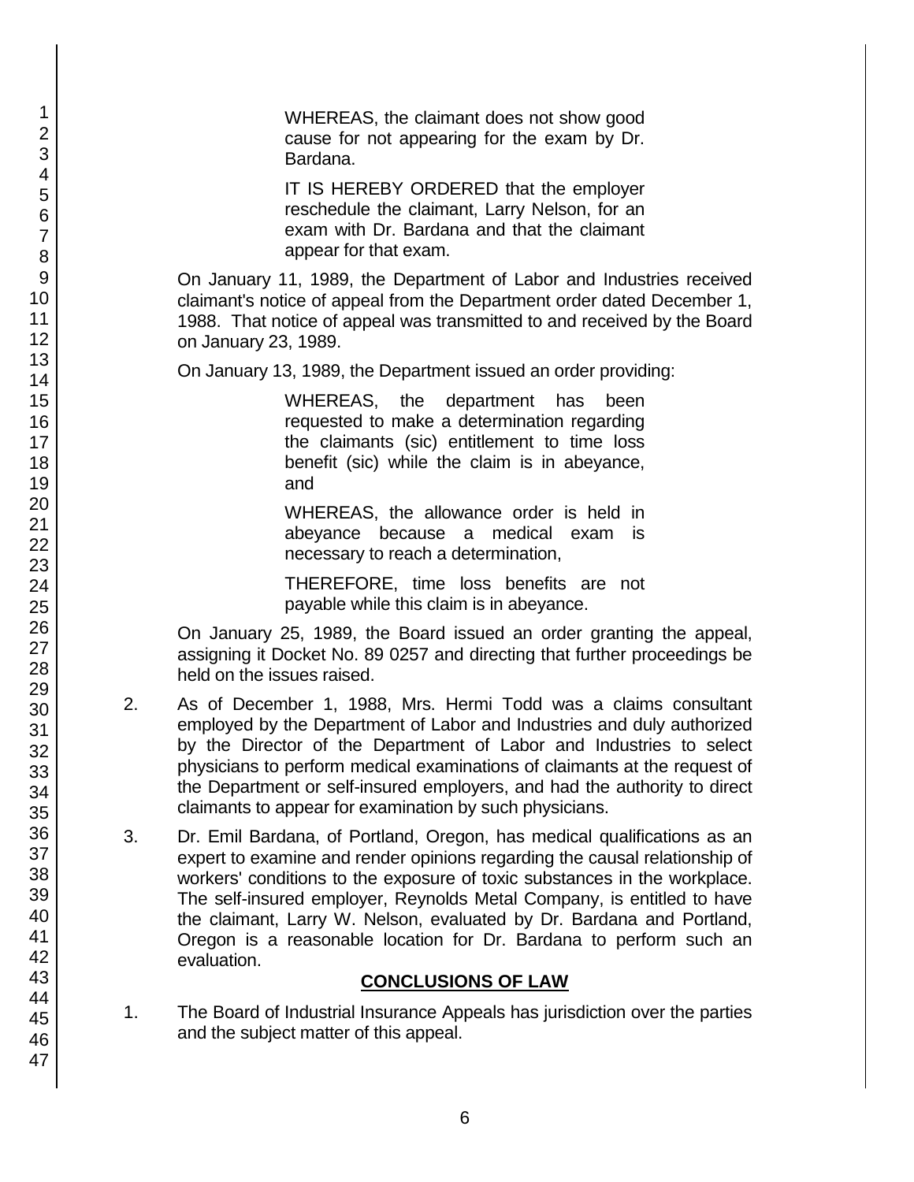> WHEREAS, the claimant does not show good cause for not appearing for the exam by Dr. Bardana.
>
> IT IS HEREBY ORDERED that the employer reschedule the claimant, Larry Nelson, for an exam with Dr. Bardana and that the claimant appear for that exam.

On January 11, 1989, the Department of Labor and Industries received claimant's notice of appeal from the Department order dated December 1, 1988. That notice of appeal was transmitted to and received by the Board on January 23, 1989.

On January 13, 1989, the Department issued an order providing:

> WHEREAS, the department has been requested to make a determination regarding the claimants (sic) entitlement to time loss benefit (sic) while the claim is in abeyance, and
>
> WHEREAS, the allowance order is held in abeyance because a medical exam is necessary to reach a determination,
>
> THEREFORE, time loss benefits are not payable while this claim is in abeyance.

On January 25, 1989, the Board issued an order granting the appeal, assigning it Docket No. 89 0257 and directing that further proceedings be held on the issues raised.

2. As of December 1, 1988, Mrs. Hermi Todd was a claims consultant employed by the Department of Labor and Industries and duly authorized by the Director of the Department of Labor and Industries to select physicians to perform medical examinations of claimants at the request of the Department or self-insured employers, and had the authority to direct claimants to appear for examination by such physicians.

3. Dr. Emil Bardana, of Portland, Oregon, has medical qualifications as an expert to examine and render opinions regarding the causal relationship of workers' conditions to the exposure of toxic substances in the workplace. The self-insured employer, Reynolds Metal Company, is entitled to have the claimant, Larry W. Nelson, evaluated by Dr. Bardana and Portland, Oregon is a reasonable location for Dr. Bardana to perform such an evaluation.

## CONCLUSIONS OF LAW

1. The Board of Industrial Insurance Appeals has jurisdiction over the parties and the subject matter of this appeal.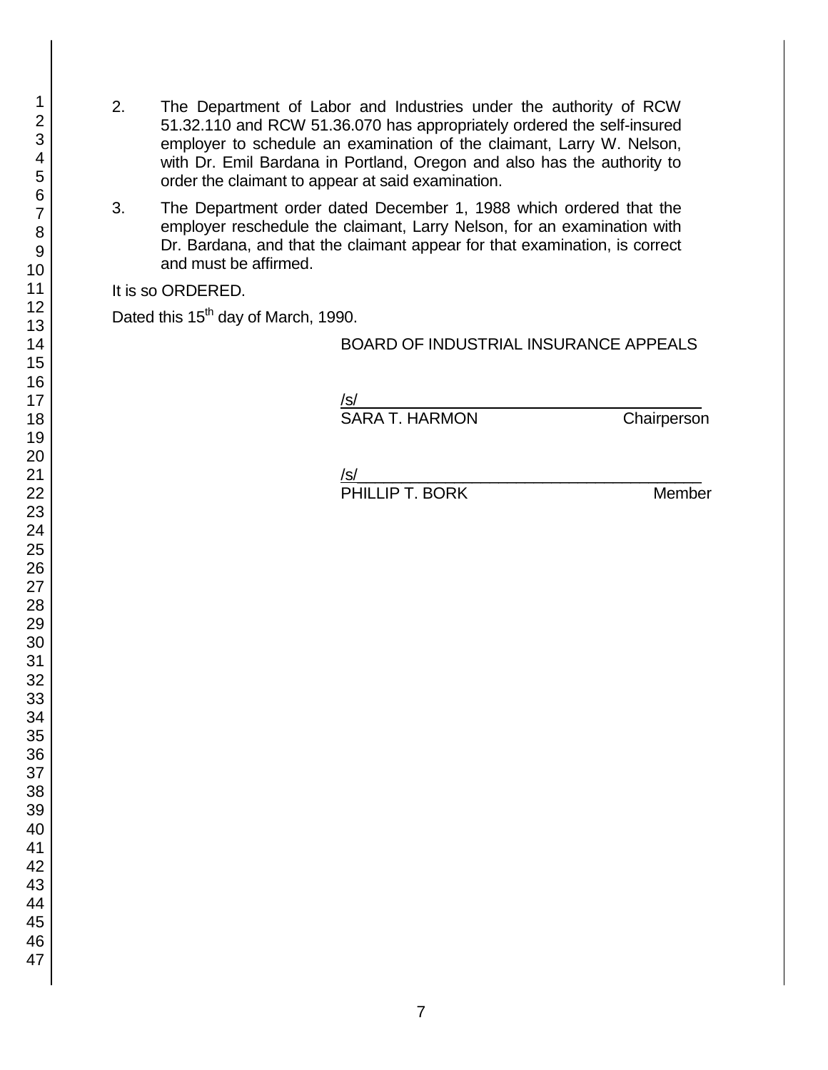2. The Department of Labor and Industries under the authority of RCW 51.32.110 and RCW 51.36.070 has appropriately ordered the self-insured employer to schedule an examination of the claimant, Larry W. Nelson, with Dr. Emil Bardana in Portland, Oregon and also has the authority to order the claimant to appear at said examination.

3. The Department order dated December 1, 1988 which ordered that the employer reschedule the claimant, Larry Nelson, for an examination with Dr. Bardana, and that the claimant appear for that examination, is correct and must be affirmed.

It is so ORDERED.

Dated this 15th day of March, 1990.

BOARD OF INDUSTRIAL INSURANCE APPEALS

/s/
SARA T. HARMON Chairperson

/s/
PHILLIP T. BORK Member